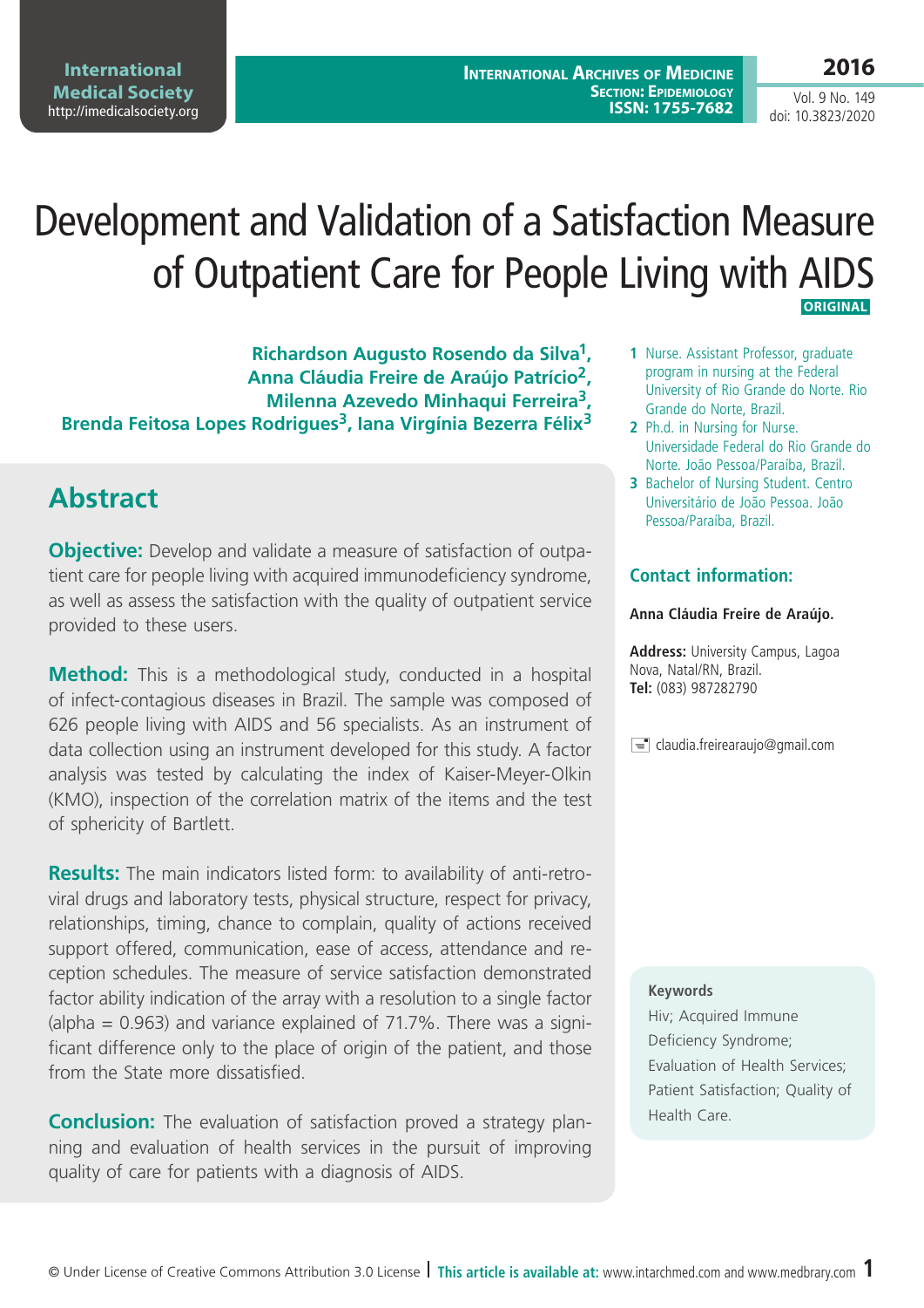# Development and Validation of a Satisfaction Measure of Outpatient Care for People Living with AIDS

ORIGINAL

**Richardson Augusto Rosendo da Silva[1], Anna Cláudia Freire de Araújo Patrício[2], Milenna Azevedo Minhaqui Ferreira[3], Brenda Feitosa Lopes Rodrigues[3], Iana Virgínia Bezerra Félix[3]**

1 Nurse. Assistant Professor, graduate program in nursing at the Federal University of Rio Grande do Norte. Rio Grande do Norte, Brazil.

2 Ph.d. in Nursing for Nurse. Universidade Federal do Rio Grande do Norte. João Pessoa/Paraíba, Brazil.

3 Bachelor of Nursing Student. Centro Universitário de João Pessoa. João Pessoa/Paraíba, Brazil.

### Contact information:

**Anna Cláudia Freire de Araújo.**

**Address:** University Campus, Lagoa Nova, Natal/RN, Brazil.
**Tel:** (083) 987282790

claudia.freirearaujo@gmail.com

## Abstract

**Objective:** Develop and validate a measure of satisfaction of outpatient care for people living with acquired immunodeficiency syndrome, as well as assess the satisfaction with the quality of outpatient service provided to these users.

**Method:** This is a methodological study, conducted in a hospital of infect-contagious diseases in Brazil. The sample was composed of 626 people living with AIDS and 56 specialists. As an instrument of data collection using an instrument developed for this study. A factor analysis was tested by calculating the index of Kaiser-Meyer-Olkin (KMO), inspection of the correlation matrix of the items and the test of sphericity of Bartlett.

**Results:** The main indicators listed form: to availability of anti-retroviral drugs and laboratory tests, physical structure, respect for privacy, relationships, timing, chance to complain, quality of actions received support offered, communication, ease of access, attendance and reception schedules. The measure of service satisfaction demonstrated factor ability indication of the array with a resolution to a single factor (alpha = 0.963) and variance explained of 71.7%. There was a significant difference only to the place of origin of the patient, and those from the State more dissatisfied.

**Conclusion:** The evaluation of satisfaction proved a strategy planning and evaluation of health services in the pursuit of improving quality of care for patients with a diagnosis of AIDS.

**Keywords**

Hiv; Acquired Immune Deficiency Syndrome; Evaluation of Health Services; Patient Satisfaction; Quality of Health Care.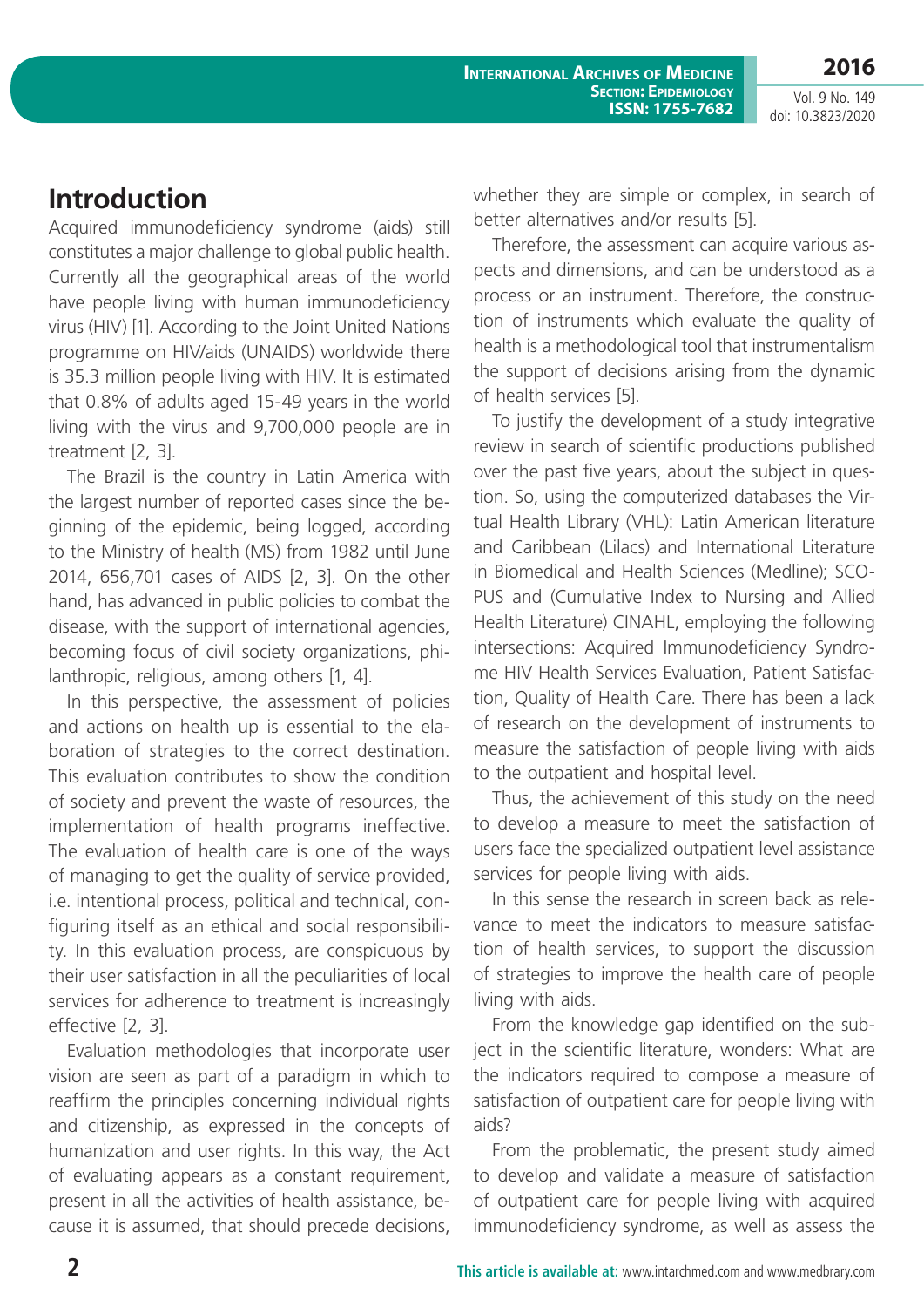## Introduction

Acquired immunodeficiency syndrome (aids) still constitutes a major challenge to global public health. Currently all the geographical areas of the world have people living with human immunodeficiency virus (HIV) [1]. According to the Joint United Nations programme on HIV/aids (UNAIDS) worldwide there is 35.3 million people living with HIV. It is estimated that 0.8% of adults aged 15-49 years in the world living with the virus and 9,700,000 people are in treatment [2, 3].

The Brazil is the country in Latin America with the largest number of reported cases since the beginning of the epidemic, being logged, according to the Ministry of health (MS) from 1982 until June 2014, 656,701 cases of AIDS [2, 3]. On the other hand, has advanced in public policies to combat the disease, with the support of international agencies, becoming focus of civil society organizations, philanthropic, religious, among others [1, 4].

In this perspective, the assessment of policies and actions on health up is essential to the elaboration of strategies to the correct destination. This evaluation contributes to show the condition of society and prevent the waste of resources, the implementation of health programs ineffective. The evaluation of health care is one of the ways of managing to get the quality of service provided, i.e. intentional process, political and technical, configuring itself as an ethical and social responsibility. In this evaluation process, are conspicuous by their user satisfaction in all the peculiarities of local services for adherence to treatment is increasingly effective [2, 3].

Evaluation methodologies that incorporate user vision are seen as part of a paradigm in which to reaffirm the principles concerning individual rights and citizenship, as expressed in the concepts of humanization and user rights. In this way, the Act of evaluating appears as a constant requirement, present in all the activities of health assistance, because it is assumed, that should precede decisions, whether they are simple or complex, in search of better alternatives and/or results [5].

Therefore, the assessment can acquire various aspects and dimensions, and can be understood as a process or an instrument. Therefore, the construction of instruments which evaluate the quality of health is a methodological tool that instrumentalism the support of decisions arising from the dynamic of health services [5].

To justify the development of a study integrative review in search of scientific productions published over the past five years, about the subject in question. So, using the computerized databases the Virtual Health Library (VHL): Latin American literature and Caribbean (Lilacs) and International Literature in Biomedical and Health Sciences (Medline); SCOPUS and (Cumulative Index to Nursing and Allied Health Literature) CINAHL, employing the following intersections: Acquired Immunodeficiency Syndrome HIV Health Services Evaluation, Patient Satisfaction, Quality of Health Care. There has been a lack of research on the development of instruments to measure the satisfaction of people living with aids to the outpatient and hospital level.

Thus, the achievement of this study on the need to develop a measure to meet the satisfaction of users face the specialized outpatient level assistance services for people living with aids.

In this sense the research in screen back as relevance to meet the indicators to measure satisfaction of health services, to support the discussion of strategies to improve the health care of people living with aids.

From the knowledge gap identified on the subject in the scientific literature, wonders: What are the indicators required to compose a measure of satisfaction of outpatient care for people living with aids?

From the problematic, the present study aimed to develop and validate a measure of satisfaction of outpatient care for people living with acquired immunodeficiency syndrome, as well as assess the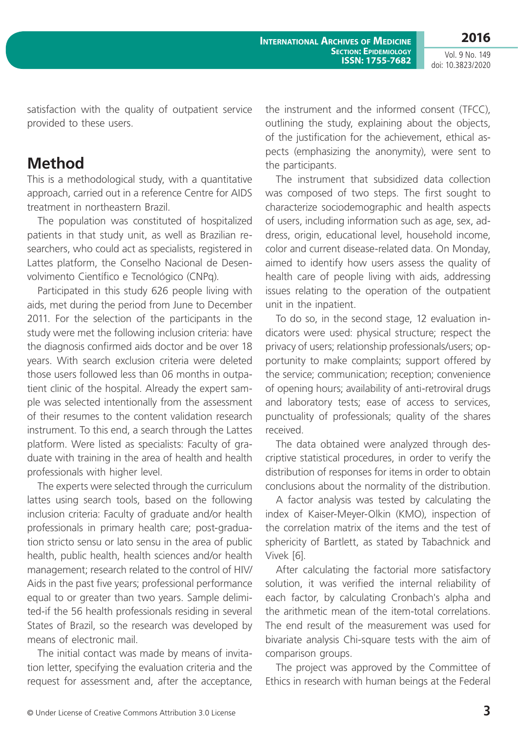satisfaction with the quality of outpatient service provided to these users.

## Method

This is a methodological study, with a quantitative approach, carried out in a reference Centre for AIDS treatment in northeastern Brazil.

The population was constituted of hospitalized patients in that study unit, as well as Brazilian researchers, who could act as specialists, registered in Lattes platform, the Conselho Nacional de Desenvolvimento Científico e Tecnológico (CNPq).

Participated in this study 626 people living with aids, met during the period from June to December 2011. For the selection of the participants in the study were met the following inclusion criteria: have the diagnosis confirmed aids doctor and be over 18 years. With search exclusion criteria were deleted those users followed less than 06 months in outpatient clinic of the hospital. Already the expert sample was selected intentionally from the assessment of their resumes to the content validation research instrument. To this end, a search through the Lattes platform. Were listed as specialists: Faculty of graduate with training in the area of health and health professionals with higher level.

The experts were selected through the curriculum lattes using search tools, based on the following inclusion criteria: Faculty of graduate and/or health professionals in primary health care; post-graduation stricto sensu or lato sensu in the area of public health, public health, health sciences and/or health management; research related to the control of HIV/Aids in the past five years; professional performance equal to or greater than two years. Sample delimited-if the 56 health professionals residing in several States of Brazil, so the research was developed by means of electronic mail.

The initial contact was made by means of invitation letter, specifying the evaluation criteria and the request for assessment and, after the acceptance, the instrument and the informed consent (TFCC), outlining the study, explaining about the objects, of the justification for the achievement, ethical aspects (emphasizing the anonymity), were sent to the participants.

The instrument that subsidized data collection was composed of two steps. The first sought to characterize sociodemographic and health aspects of users, including information such as age, sex, address, origin, educational level, household income, color and current disease-related data. On Monday, aimed to identify how users assess the quality of health care of people living with aids, addressing issues relating to the operation of the outpatient unit in the inpatient.

To do so, in the second stage, 12 evaluation indicators were used: physical structure; respect the privacy of users; relationship professionals/users; opportunity to make complaints; support offered by the service; communication; reception; convenience of opening hours; availability of anti-retroviral drugs and laboratory tests; ease of access to services, punctuality of professionals; quality of the shares received.

The data obtained were analyzed through descriptive statistical procedures, in order to verify the distribution of responses for items in order to obtain conclusions about the normality of the distribution.

A factor analysis was tested by calculating the index of Kaiser-Meyer-Olkin (KMO), inspection of the correlation matrix of the items and the test of sphericity of Bartlett, as stated by Tabachnick and Vivek [6].

After calculating the factorial more satisfactory solution, it was verified the internal reliability of each factor, by calculating Cronbach's alpha and the arithmetic mean of the item-total correlations. The end result of the measurement was used for bivariate analysis Chi-square tests with the aim of comparison groups.

The project was approved by the Committee of Ethics in research with human beings at the Federal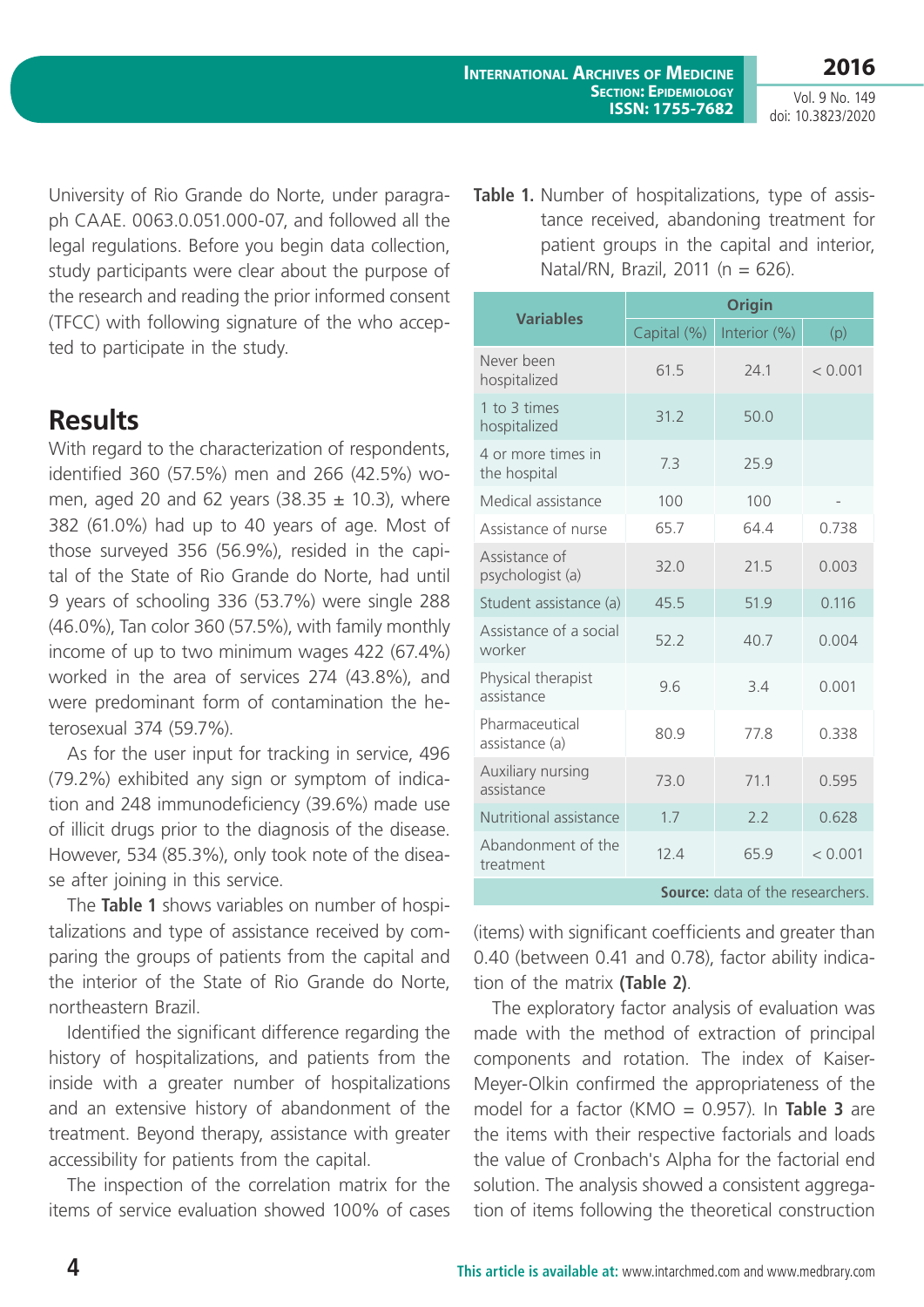University of Rio Grande do Norte, under paragraph CAAE. 0063.0.051.000-07, and followed all the legal regulations. Before you begin data collection, study participants were clear about the purpose of the research and reading the prior informed consent (TFCC) with following signature of the who accepted to participate in the study.

## Results

With regard to the characterization of respondents, identified 360 (57.5%) men and 266 (42.5%) women, aged 20 and 62 years (38.35 ± 10.3), where 382 (61.0%) had up to 40 years of age. Most of those surveyed 356 (56.9%), resided in the capital of the State of Rio Grande do Norte, had until 9 years of schooling 336 (53.7%) were single 288 (46.0%), Tan color 360 (57.5%), with family monthly income of up to two minimum wages 422 (67.4%) worked in the area of services 274 (43.8%), and were predominant form of contamination the heterosexual 374 (59.7%).

As for the user input for tracking in service, 496 (79.2%) exhibited any sign or symptom of indication and 248 immunodeficiency (39.6%) made use of illicit drugs prior to the diagnosis of the disease. However, 534 (85.3%), only took note of the disease after joining in this service.

The **Table 1** shows variables on number of hospitalizations and type of assistance received by comparing the groups of patients from the capital and the interior of the State of Rio Grande do Norte, northeastern Brazil.

Identified the significant difference regarding the history of hospitalizations, and patients from the inside with a greater number of hospitalizations and an extensive history of abandonment of the treatment. Beyond therapy, assistance with greater accessibility for patients from the capital.

The inspection of the correlation matrix for the items of service evaluation showed 100% of cases (items) with significant coefficients and greater than 0.40 (between 0.41 and 0.78), factor ability indication of the matrix **(Table 2)**.

The exploratory factor analysis of evaluation was made with the method of extraction of principal components and rotation. The index of Kaiser-Meyer-Olkin confirmed the appropriateness of the model for a factor (KMO = 0.957). In **Table 3** are the items with their respective factorials and loads the value of Cronbach's Alpha for the factorial end solution. The analysis showed a consistent aggregation of items following the theoretical construction

**Table 1.** Number of hospitalizations, type of assistance received, abandoning treatment for patient groups in the capital and interior, Natal/RN, Brazil, 2011 (n = 626).

| Variables | Origin | | |
|---|---|---|---|
| | Capital (%) | Interior (%) | (p) |
| Never been hospitalized | 61.5 | 24.1 | < 0.001 |
| 1 to 3 times hospitalized | 31.2 | 50.0 | |
| 4 or more times in the hospital | 7.3 | 25.9 | |
| Medical assistance | 100 | 100 | - |
| Assistance of nurse | 65.7 | 64.4 | 0.738 |
| Assistance of psychologist (a) | 32.0 | 21.5 | 0.003 |
| Student assistance (a) | 45.5 | 51.9 | 0.116 |
| Assistance of a social worker | 52.2 | 40.7 | 0.004 |
| Physical therapist assistance | 9.6 | 3.4 | 0.001 |
| Pharmaceutical assistance (a) | 80.9 | 77.8 | 0.338 |
| Auxiliary nursing assistance | 73.0 | 71.1 | 0.595 |
| Nutritional assistance | 1.7 | 2.2 | 0.628 |
| Abandonment of the treatment | 12.4 | 65.9 | < 0.001 |

**Source:** data of the researchers.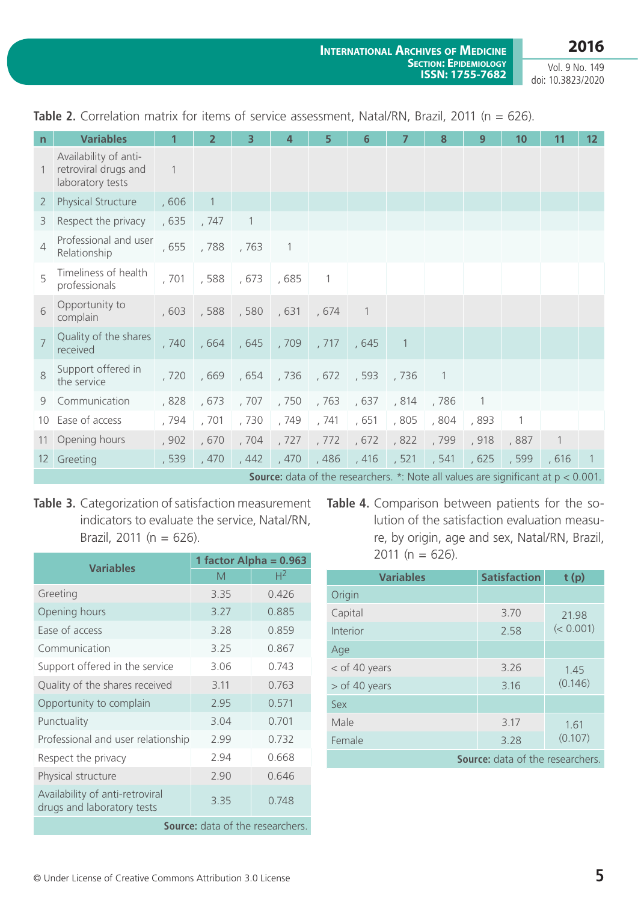**Table 2.** Correlation matrix for items of service assessment, Natal/RN, Brazil, 2011 (n = 626).

| n | Variables | 1 | 2 | 3 | 4 | 5 | 6 | 7 | 8 | 9 | 10 | 11 | 12 |
|---|---|---|---|---|---|---|---|---|---|---|---|---|---|
| 1 | Availability of anti-retroviral drugs and laboratory tests | 1 | | | | | | | | | | | |
| 2 | Physical Structure | , 606 | 1 | | | | | | | | | | |
| 3 | Respect the privacy | , 635 | , 747 | 1 | | | | | | | | | |
| 4 | Professional and user Relationship | , 655 | , 788 | , 763 | 1 | | | | | | | | |
| 5 | Timeliness of health professionals | , 701 | , 588 | , 673 | , 685 | 1 | | | | | | | |
| 6 | Opportunity to complain | , 603 | , 588 | , 580 | , 631 | , 674 | 1 | | | | | | |
| 7 | Quality of the shares received | , 740 | , 664 | , 645 | , 709 | , 717 | , 645 | 1 | | | | | |
| 8 | Support offered in the service | , 720 | , 669 | , 654 | , 736 | , 672 | , 593 | , 736 | 1 | | | | |
| 9 | Communication | , 828 | , 673 | , 707 | , 750 | , 763 | , 637 | , 814 | , 786 | 1 | | | |
| 10 | Ease of access | , 794 | , 701 | , 730 | , 749 | , 741 | , 651 | , 805 | , 804 | , 893 | 1 | | |
| 11 | Opening hours | , 902 | , 670 | , 704 | , 727 | , 772 | , 672 | , 822 | , 799 | , 918 | , 887 | 1 | |
| 12 | Greeting | , 539 | , 470 | , 442 | , 470 | , 486 | , 416 | , 521 | , 541 | , 625 | , 599 | , 616 | 1 |

**Source:** data of the researchers. *: Note all values are significant at $p < 0.001$.

**Table 3.** Categorization of satisfaction measurement indicators to evaluate the service, Natal/RN, Brazil, 2011 (n = 626).

| Variables | 1 factor Alpha = 0.963 | |
|---|---|---|
| | M | $H^2$ |
| Greeting | 3.35 | 0.426 |
| Opening hours | 3.27 | 0.885 |
| Ease of access | 3.28 | 0.859 |
| Communication | 3.25 | 0.867 |
| Support offered in the service | 3.06 | 0.743 |
| Quality of the shares received | 3.11 | 0.763 |
| Opportunity to complain | 2.95 | 0.571 |
| Punctuality | 3.04 | 0.701 |
| Professional and user relationship | 2.99 | 0.732 |
| Respect the privacy | 2.94 | 0.668 |
| Physical structure | 2.90 | 0.646 |
| Availability of anti-retroviral drugs and laboratory tests | 3.35 | 0.748 |

**Source:** data of the researchers.

**Table 4.** Comparison between patients for the solution of the satisfaction evaluation measure, by origin, age and sex, Natal/RN, Brazil, 2011 (n = 626).

| Variables | Satisfaction | t (p) |
|---|---|---|
| Origin | | |
| Capital | 3.70 | 21.98 (< 0.001) |
| Interior | 2.58 | |
| Age | | |
| < of 40 years | 3.26 | 1.45 (0.146) |
| > of 40 years | 3.16 | |
| Sex | | |
| Male | 3.17 | 1.61 (0.107) |
| Female | 3.28 | |

**Source:** data of the researchers.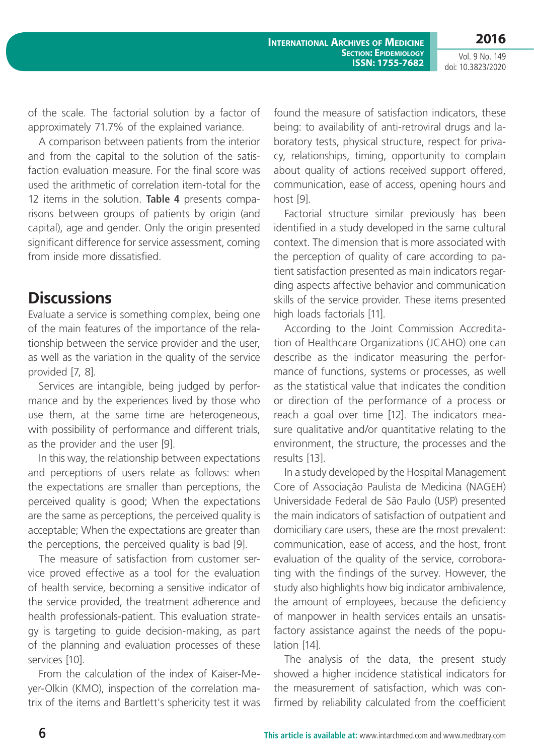of the scale. The factorial solution by a factor of approximately 71.7% of the explained variance.

A comparison between patients from the interior and from the capital to the solution of the satisfaction evaluation measure. For the final score was used the arithmetic of correlation item-total for the 12 items in the solution. **Table 4** presents comparisons between groups of patients by origin (and capital), age and gender. Only the origin presented significant difference for service assessment, coming from inside more dissatisfied.

## Discussions

Evaluate a service is something complex, being one of the main features of the importance of the relationship between the service provider and the user, as well as the variation in the quality of the service provided [7, 8].

Services are intangible, being judged by performance and by the experiences lived by those who use them, at the same time are heterogeneous, with possibility of performance and different trials, as the provider and the user [9].

In this way, the relationship between expectations and perceptions of users relate as follows: when the expectations are smaller than perceptions, the perceived quality is good; When the expectations are the same as perceptions, the perceived quality is acceptable; When the expectations are greater than the perceptions, the perceived quality is bad [9].

The measure of satisfaction from customer service proved effective as a tool for the evaluation of health service, becoming a sensitive indicator of the service provided, the treatment adherence and health professionals-patient. This evaluation strategy is targeting to guide decision-making, as part of the planning and evaluation processes of these services [10].

From the calculation of the index of Kaiser-Meyer-Olkin (KMO), inspection of the correlation matrix of the items and Bartlett's sphericity test it was found the measure of satisfaction indicators, these being: to availability of anti-retroviral drugs and laboratory tests, physical structure, respect for privacy, relationships, timing, opportunity to complain about quality of actions received support offered, communication, ease of access, opening hours and host [9].

Factorial structure similar previously has been identified in a study developed in the same cultural context. The dimension that is more associated with the perception of quality of care according to patient satisfaction presented as main indicators regarding aspects affective behavior and communication skills of the service provider. These items presented high loads factorials [11].

According to the Joint Commission Accreditation of Healthcare Organizations (JCAHO) one can describe as the indicator measuring the performance of functions, systems or processes, as well as the statistical value that indicates the condition or direction of the performance of a process or reach a goal over time [12]. The indicators measure qualitative and/or quantitative relating to the environment, the structure, the processes and the results [13].

In a study developed by the Hospital Management Core of Associação Paulista de Medicina (NAGEH) Universidade Federal de São Paulo (USP) presented the main indicators of satisfaction of outpatient and domiciliary care users, these are the most prevalent: communication, ease of access, and the host, front evaluation of the quality of the service, corroborating with the findings of the survey. However, the study also highlights how big indicator ambivalence, the amount of employees, because the deficiency of manpower in health services entails an unsatisfactory assistance against the needs of the population [14].

The analysis of the data, the present study showed a higher incidence statistical indicators for the measurement of satisfaction, which was confirmed by reliability calculated from the coefficient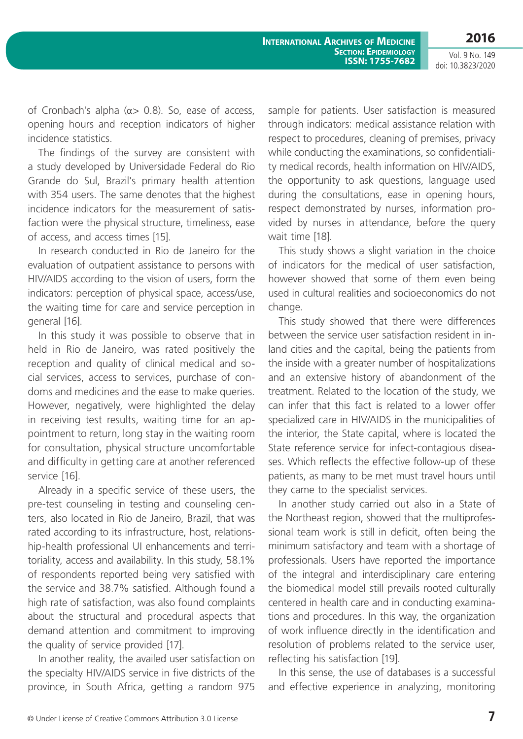of Cronbach's alpha (α> 0.8). So, ease of access, opening hours and reception indicators of higher incidence statistics.

The findings of the survey are consistent with a study developed by Universidade Federal do Rio Grande do Sul, Brazil's primary health attention with 354 users. The same denotes that the highest incidence indicators for the measurement of satisfaction were the physical structure, timeliness, ease of access, and access times [15].

In research conducted in Rio de Janeiro for the evaluation of outpatient assistance to persons with HIV/AIDS according to the vision of users, form the indicators: perception of physical space, access/use, the waiting time for care and service perception in general [16].

In this study it was possible to observe that in held in Rio de Janeiro, was rated positively the reception and quality of clinical medical and social services, access to services, purchase of condoms and medicines and the ease to make queries. However, negatively, were highlighted the delay in receiving test results, waiting time for an appointment to return, long stay in the waiting room for consultation, physical structure uncomfortable and difficulty in getting care at another referenced service [16].

Already in a specific service of these users, the pre-test counseling in testing and counseling centers, also located in Rio de Janeiro, Brazil, that was rated according to its infrastructure, host, relationship-health professional UI enhancements and territoriality, access and availability. In this study, 58.1% of respondents reported being very satisfied with the service and 38.7% satisfied. Although found a high rate of satisfaction, was also found complaints about the structural and procedural aspects that demand attention and commitment to improving the quality of service provided [17].

In another reality, the availed user satisfaction on the specialty HIV/AIDS service in five districts of the province, in South Africa, getting a random 975 sample for patients. User satisfaction is measured through indicators: medical assistance relation with respect to procedures, cleaning of premises, privacy while conducting the examinations, so confidentiality medical records, health information on HIV/AIDS, the opportunity to ask questions, language used during the consultations, ease in opening hours, respect demonstrated by nurses, information provided by nurses in attendance, before the query wait time [18].

This study shows a slight variation in the choice of indicators for the medical of user satisfaction, however showed that some of them even being used in cultural realities and socioeconomics do not change.

This study showed that there were differences between the service user satisfaction resident in inland cities and the capital, being the patients from the inside with a greater number of hospitalizations and an extensive history of abandonment of the treatment. Related to the location of the study, we can infer that this fact is related to a lower offer specialized care in HIV/AIDS in the municipalities of the interior, the State capital, where is located the State reference service for infect-contagious diseases. Which reflects the effective follow-up of these patients, as many to be met must travel hours until they came to the specialist services.

In another study carried out also in a State of the Northeast region, showed that the multiprofessional team work is still in deficit, often being the minimum satisfactory and team with a shortage of professionals. Users have reported the importance of the integral and interdisciplinary care entering the biomedical model still prevails rooted culturally centered in health care and in conducting examinations and procedures. In this way, the organization of work influence directly in the identification and resolution of problems related to the service user, reflecting his satisfaction [19].

In this sense, the use of databases is a successful and effective experience in analyzing, monitoring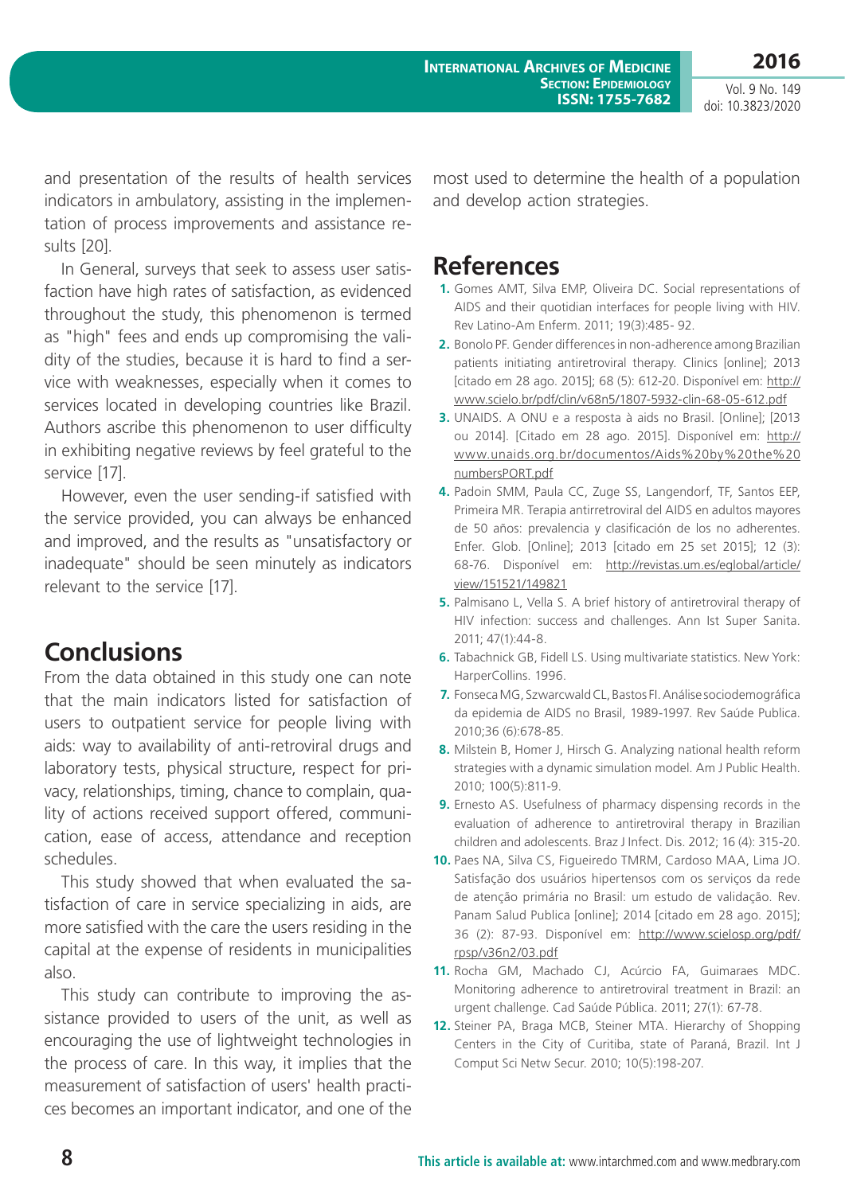and presentation of the results of health services indicators in ambulatory, assisting in the implementation of process improvements and assistance results [20].

In General, surveys that seek to assess user satisfaction have high rates of satisfaction, as evidenced throughout the study, this phenomenon is termed as "high" fees and ends up compromising the validity of the studies, because it is hard to find a service with weaknesses, especially when it comes to services located in developing countries like Brazil. Authors ascribe this phenomenon to user difficulty in exhibiting negative reviews by feel grateful to the service [17].

However, even the user sending-if satisfied with the service provided, you can always be enhanced and improved, and the results as "unsatisfactory or inadequate" should be seen minutely as indicators relevant to the service [17].

## Conclusions

From the data obtained in this study one can note that the main indicators listed for satisfaction of users to outpatient service for people living with aids: way to availability of anti-retroviral drugs and laboratory tests, physical structure, respect for privacy, relationships, timing, chance to complain, quality of actions received support offered, communication, ease of access, attendance and reception schedules.

This study showed that when evaluated the satisfaction of care in service specializing in aids, are more satisfied with the care the users residing in the capital at the expense of residents in municipalities also.

This study can contribute to improving the assistance provided to users of the unit, as well as encouraging the use of lightweight technologies in the process of care. In this way, it implies that the measurement of satisfaction of users' health practices becomes an important indicator, and one of the most used to determine the health of a population and develop action strategies.

## References

1. Gomes AMT, Silva EMP, Oliveira DC. Social representations of AIDS and their quotidian interfaces for people living with HIV. Rev Latino-Am Enferm. 2011; 19(3):485- 92.
2. Bonolo PF. Gender differences in non-adherence among Brazilian patients initiating antiretroviral therapy. Clinics [online]; 2013 [citado em 28 ago. 2015]; 68 (5): 612-20. Disponível em: http://www.scielo.br/pdf/clin/v68n5/1807-5932-clin-68-05-612.pdf
3. UNAIDS. A ONU e a resposta à aids no Brasil. [Online]; [2013 ou 2014]. [Citado em 28 ago. 2015]. Disponível em: http://www.unaids.org.br/documentos/Aids%20by%20the%20numbersPORT.pdf
4. Padoin SMM, Paula CC, Zuge SS, Langendorf, TF, Santos EEP, Primeira MR. Terapia antirretroviral del AIDS en adultos mayores de 50 años: prevalencia y clasificación de los no adherentes. Enfer. Glob. [Online]; 2013 [citado em 25 set 2015]; 12 (3): 68-76. Disponível em: http://revistas.um.es/eglobal/article/view/151521/149821
5. Palmisano L, Vella S. A brief history of antiretroviral therapy of HIV infection: success and challenges. Ann Ist Super Sanita. 2011; 47(1):44-8.
6. Tabachnick GB, Fidell LS. Using multivariate statistics. New York: HarperCollins. 1996.
7. Fonseca MG, Szwarcwald CL, Bastos FI. Análise sociodemográfica da epidemia de AIDS no Brasil, 1989-1997. Rev Saúde Publica. 2010;36 (6):678-85.
8. Milstein B, Homer J, Hirsch G. Analyzing national health reform strategies with a dynamic simulation model. Am J Public Health. 2010; 100(5):811-9.
9. Ernesto AS. Usefulness of pharmacy dispensing records in the evaluation of adherence to antiretroviral therapy in Brazilian children and adolescents. Braz J Infect. Dis. 2012; 16 (4): 315-20.
10. Paes NA, Silva CS, Figueiredo TMRM, Cardoso MAA, Lima JO. Satisfação dos usuários hipertensos com os serviços da rede de atenção primária no Brasil: um estudo de validação. Rev. Panam Salud Publica [online]; 2014 [citado em 28 ago. 2015]; 36 (2): 87-93. Disponível em: http://www.scielosp.org/pdf/rpsp/v36n2/03.pdf
11. Rocha GM, Machado CJ, Acúrcio FA, Guimaraes MDC. Monitoring adherence to antiretroviral treatment in Brazil: an urgent challenge. Cad Saúde Pública. 2011; 27(1): 67-78.
12. Steiner PA, Braga MCB, Steiner MTA. Hierarchy of Shopping Centers in the City of Curitiba, state of Paraná, Brazil. Int J Comput Sci Netw Secur. 2010; 10(5):198-207.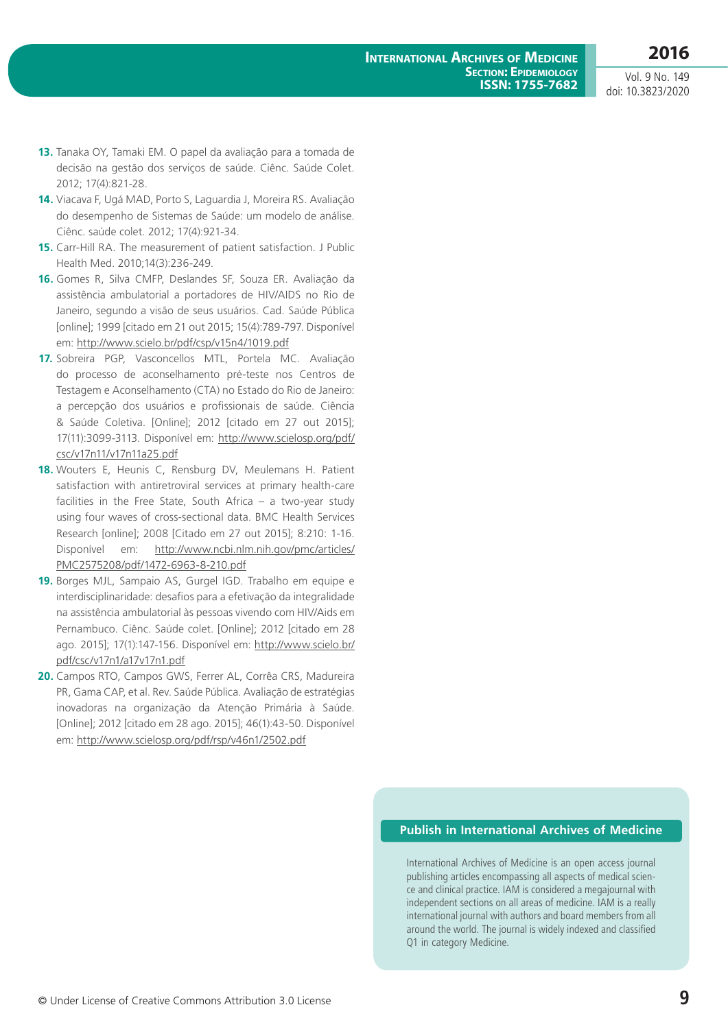13. Tanaka OY, Tamaki EM. O papel da avaliação para a tomada de decisão na gestão dos serviços de saúde. Ciênc. Saúde Colet. 2012; 17(4):821-28.
14. Viacava F, Ugá MAD, Porto S, Laguardia J, Moreira RS. Avaliação do desempenho de Sistemas de Saúde: um modelo de análise. Ciênc. saúde colet. 2012; 17(4):921-34.
15. Carr-Hill RA. The measurement of patient satisfaction. J Public Health Med. 2010;14(3):236-249.
16. Gomes R, Silva CMFP, Deslandes SF, Souza ER. Avaliação da assistência ambulatorial a portadores de HIV/AIDS no Rio de Janeiro, segundo a visão de seus usuários. Cad. Saúde Pública [online]; 1999 [citado em 21 out 2015; 15(4):789-797. Disponível em: http://www.scielo.br/pdf/csp/v15n4/1019.pdf
17. Sobreira PGP, Vasconcellos MTL, Portela MC. Avaliação do processo de aconselhamento pré-teste nos Centros de Testagem e Aconselhamento (CTA) no Estado do Rio de Janeiro: a percepção dos usuários e profissionais de saúde. Ciência & Saúde Coletiva. [Online]; 2012 [citado em 27 out 2015]; 17(11):3099-3113. Disponível em: http://www.scielosp.org/pdf/csc/v17n11/v17n11a25.pdf
18. Wouters E, Heunis C, Rensburg DV, Meulemans H. Patient satisfaction with antiretroviral services at primary health-care facilities in the Free State, South Africa – a two-year study using four waves of cross-sectional data. BMC Health Services Research [online]; 2008 [Citado em 27 out 2015]; 8:210: 1-16. Disponível em: http://www.ncbi.nlm.nih.gov/pmc/articles/PMC2575208/pdf/1472-6963-8-210.pdf
19. Borges MJL, Sampaio AS, Gurgel IGD. Trabalho em equipe e interdisciplinaridade: desafios para a efetivação da integralidade na assistência ambulatorial às pessoas vivendo com HIV/Aids em Pernambuco. Ciênc. Saúde colet. [Online]; 2012 [citado em 28 ago. 2015]; 17(1):147-156. Disponível em: http://www.scielo.br/pdf/csc/v17n1/a17v17n1.pdf
20. Campos RTO, Campos GWS, Ferrer AL, Corrêa CRS, Madureira PR, Gama CAP, et al. Rev. Saúde Pública. Avaliação de estratégias inovadoras na organização da Atenção Primária à Saúde. [Online]; 2012 [citado em 28 ago. 2015]; 46(1):43-50. Disponível em: http://www.scielosp.org/pdf/rsp/v46n1/2502.pdf

**Publish in International Archives of Medicine**

International Archives of Medicine is an open access journal publishing articles encompassing all aspects of medical science and clinical practice. IAM is considered a megajournal with independent sections on all areas of medicine. IAM is a really international journal with authors and board members from all around the world. The journal is widely indexed and classified Q1 in category Medicine.